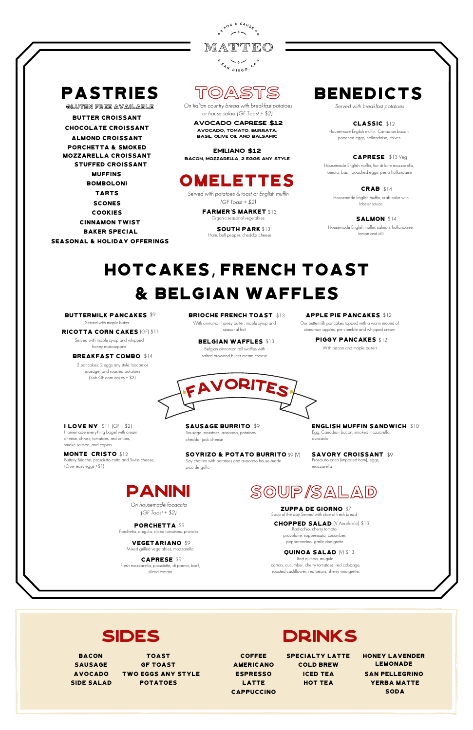# MATTEO

For a Cause · San Diego, CA

## PASTRIES

**GLUTEN FREE AVAILABLE**

- BUTTER CROISSANT
- CHOCOLATE CROISSANT
- ALMOND CROISSANT
- PORCHETTA & SMOKED MOZZARELLA CROISSANT
- STUFFED CROISSANT
- MUFFINS
- BOMBOLONI
- TARTS
- SCONES
- COOKIES
- CINNAMON TWIST
- BAKER SPECIAL
- SEASONAL & HOLIDAY OFFERINGS

## TOASTS

*On Italian country bread with breakfast potatoes or house salad (GF Toast + $2)*

**AVOCADO CAPRESE $12**
AVOCADO, TOMATO, BURRATA, BASIL, OLIVE OIL AND BALSAMIC

**EMILIANO $12**
BACON, MOZZARELLA, 2 EGGS ANY STYLE

## OMELETTES

*Served with potatoes & toast or English muffin (GF Toast + $2)*

**FARMER'S MARKET** $13
Organic seasonal vegetables

**SOUTH PARK** $13
Ham, bell pepper, cheddar cheese

## BENEDICTS

*Served with breakfast potatoes*

**CLASSIC** $12
Housemade English muffin, Canadian bacon, poached eggs, hollandaise, chives

**CAPRESE** $13 Veg
Housemade English muffin, fior di latte mozzarella, tomato, basil, poached eggs, pesto hollandaise

**CRAB** $14
Housemade English muffin, crab cake with lobster sauce

**SALMON** $14
Housemade English muffin, salmon, hollandaise, lemon and dill

## HOTCAKES, FRENCH TOAST & BELGIAN WAFFLES

**BUTTERMILK PANCAKES** $9
Served with maple butter

**RICOTTA CORN CAKES** (GF) $11
Served with maple syrup and whipped honey mascarpone

**BREAKFAST COMBO** $14
2 pancakes, 2 eggs any style, bacon or sausage, and roasted potatoes (Sub GF corn cakes + $2)

**BRIOCHE FRENCH TOAST** $13
With cinnamon honey butter, maple syrup and seasonal fruit

**BELGIAN WAFFLES** $13
Belgian cinnamon roll waffles with salted browned butter cream cheese

**APPLE PIE PANCAKES** $12
Our buttermilk pancakes topped with a warm mound of cinnamon apples, pie crumble and whipped cream

**PIGGY PANCAKES** $12
With bacon and maple butterr

## FAVORITES

**I LOVE NY** $11 (GF + $2)
Homemade everything bagel with cream cheese, chives, tomatoes, red onions, smoke salmon, and capers

**MONTE CRISTO** $12
Buttery Brioche, prosciutto cotto and Swiss cheese, (Over easy eggs +$1)

**SAUSAGE BURRITO** $9
Sausage, potatoes, avocado, potatoes, cheddar jack cheese

**SOYRIZO & POTATO BURRITO** $9 (V)
Soy chorizo with potatoes and avocado house-made pico de gallo

**ENGLISH MUFFIN SANDWICH** $10
Egg, Canadian bacon, smoked mozzarella, avocado

**SAVORY CROISSANT** $9
Prosciutto cotto (imported ham), eggs, mozzarella

## PANINI

*On housemade focaccia (GF Toast + $2)*

**PORCHETTA** $9
Porchetta, arugula, sliced tomatoes, provola

**VEGETARIANO** $9
Mixed grilled vegetables, mozzarella

**CAPRESE** $9
Fresh mozzarella, prosciutto, di parma, basil, sliced tomato

## SOUP/SALAD

**ZUPPA DE GIORNO** $7
Soup of the day Served with slice of fresh bread

**CHOPPED SALAD** (V Available) $13
Radicchio, cherry tomato, provolone, soppressata, cucumber, pepperoncino, garlic vinaigrette

**QUINOA SALAD** (V) $13
Red quinoa, arugula, carrots, cucumber, cherry tomatoes, red cabbage, roasted cauliflower, red beans, sherry vinaigrette.

## SIDES

- BACON
- SAUSAGE
- AVOCADO
- SIDE SALAD
- TOAST
- GF TOAST
- TWO EGGS ANY STYLE
- POTATOES

## DRINKS

- COFFEE
- AMERICANO
- ESPRESSO
- LATTE
- CAPPUCCINO
- SPECIALTY LATTE
- COLD BREW
- ICED TEA
- HOT TEA
- HONEY LAVENDER LEMONADE
- SAN PELLEGRINO
- YERBA MATTE
- SODA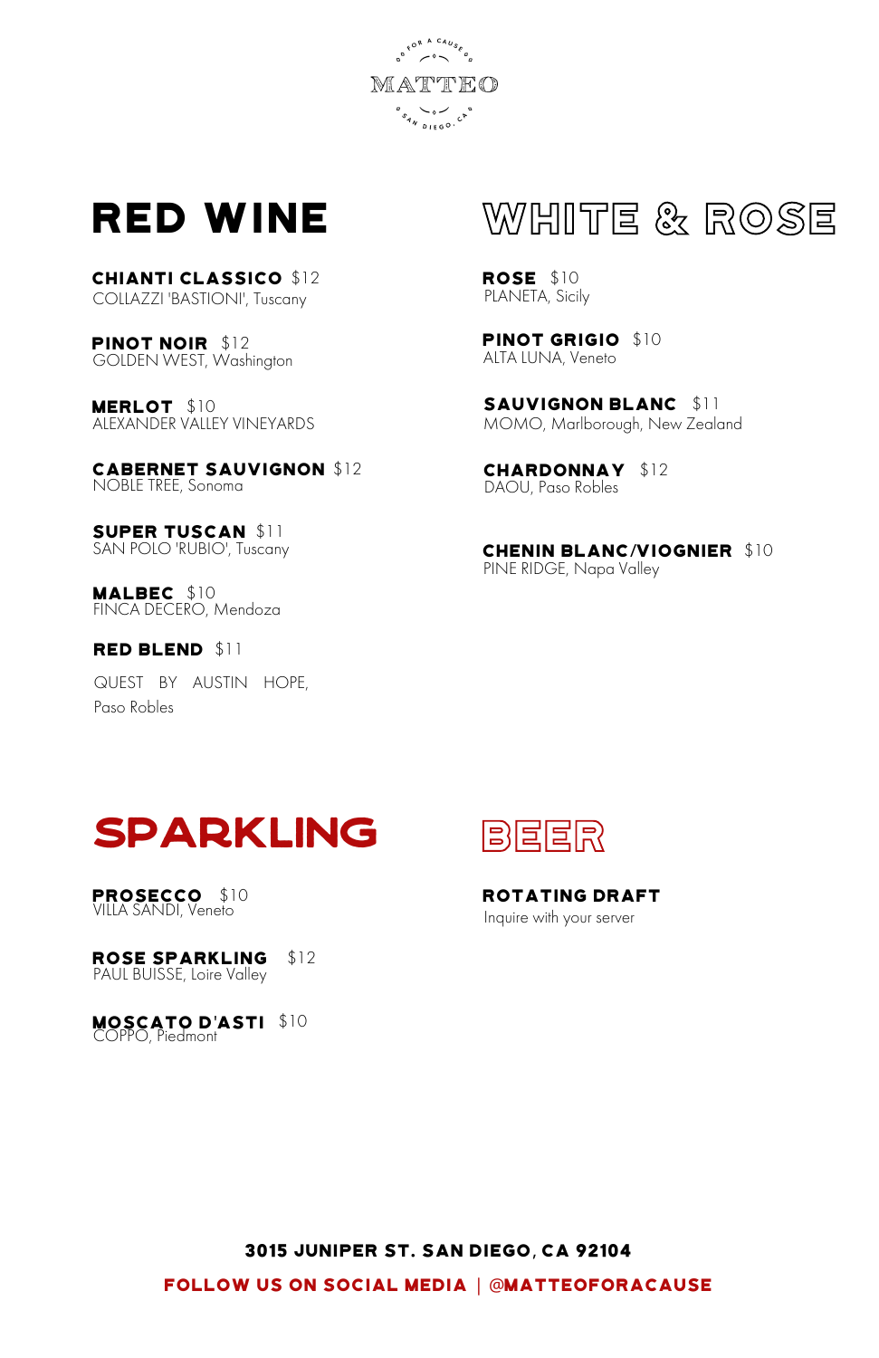MATTEO

FOR A CAUSE · SAN DIEGO, CA

# RED WINE

**CHIANTI CLASSICO** $12
COLLAZZI 'BASTIONI', Tuscany

**PINOT NOIR** $12
GOLDEN WEST, Washington

**MERLOT** $10
ALEXANDER VALLEY VINEYARDS

**CABERNET SAUVIGNON** $12
NOBLE TREE, Sonoma

**SUPER TUSCAN** $11
SAN POLO 'RUBIO', Tuscany

**MALBEC** $10
FINCA DECERO, Mendoza

**RED BLEND** $11
QUEST BY AUSTIN HOPE, Paso Robles

# WHITE & ROSE

**ROSE** $10
PLANETA, Sicily

**PINOT GRIGIO** $10
ALTA LUNA, Veneto

**SAUVIGNON BLANC** $11
MOMO, Marlborough, New Zealand

**CHARDONNAY** $12
DAOU, Paso Robles

**CHENIN BLANC/VIOGNIER** $10
PINE RIDGE, Napa Valley

# SPARKLING

**PROSECCO** $10
VILLA SANDI, Veneto

**ROSE SPARKLING** $12
PAUL BUISSE, Loire Valley

**MOSCATO D'ASTI** $10
COPPO, Piedmont

# BEER

**ROTATING DRAFT**
Inquire with your server

**3015 JUNIPER ST. SAN DIEGO, CA 92104**

**FOLLOW US ON SOCIAL MEDIA | @MATTEOFORACAUSE**